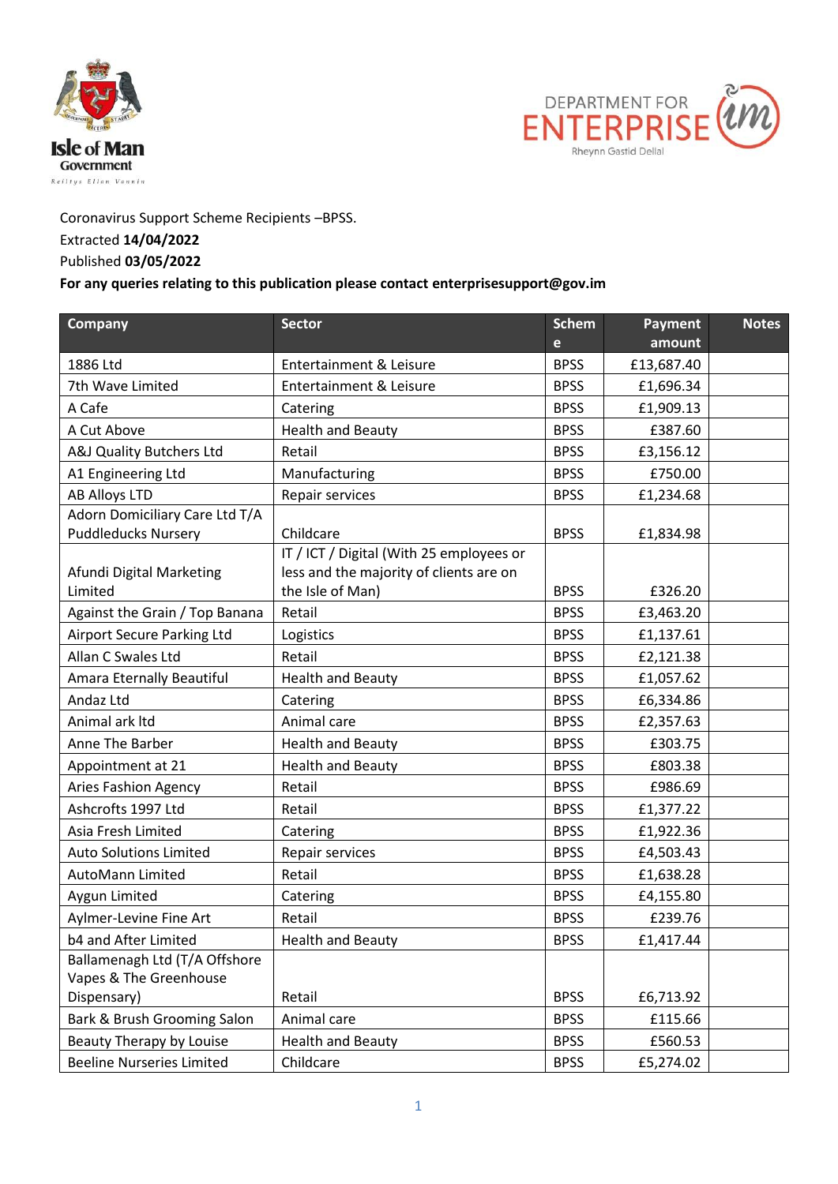Coronavirus Support Scheme Recipients –BPSS.
Extracted **14/04/2022**
Published **03/05/2022**
**For any queries relating to this publication please contact enterprisesupport@gov.im**

| Company | Sector | Scheme | Payment amount | Notes |
|---|---|---|---|---|
| 1886 Ltd | Entertainment & Leisure | BPSS | £13,687.40 | |
| 7th Wave Limited | Entertainment & Leisure | BPSS | £1,696.34 | |
| A Cafe | Catering | BPSS | £1,909.13 | |
| A Cut Above | Health and Beauty | BPSS | £387.60 | |
| A&J Quality Butchers Ltd | Retail | BPSS | £3,156.12 | |
| A1 Engineering Ltd | Manufacturing | BPSS | £750.00 | |
| AB Alloys LTD | Repair services | BPSS | £1,234.68 | |
| Adorn Domiciliary Care Ltd T/A Puddleducks Nursery | Childcare | BPSS | £1,834.98 | |
| Afundi Digital Marketing Limited | IT / ICT / Digital (With 25 employees or less and the majority of clients are on the Isle of Man) | BPSS | £326.20 | |
| Against the Grain / Top Banana | Retail | BPSS | £3,463.20 | |
| Airport Secure Parking Ltd | Logistics | BPSS | £1,137.61 | |
| Allan C Swales Ltd | Retail | BPSS | £2,121.38 | |
| Amara Eternally Beautiful | Health and Beauty | BPSS | £1,057.62 | |
| Andaz Ltd | Catering | BPSS | £6,334.86 | |
| Animal ark ltd | Animal care | BPSS | £2,357.63 | |
| Anne The Barber | Health and Beauty | BPSS | £303.75 | |
| Appointment at 21 | Health and Beauty | BPSS | £803.38 | |
| Aries Fashion Agency | Retail | BPSS | £986.69 | |
| Ashcrofts 1997 Ltd | Retail | BPSS | £1,377.22 | |
| Asia Fresh Limited | Catering | BPSS | £1,922.36 | |
| Auto Solutions Limited | Repair services | BPSS | £4,503.43 | |
| AutoMann Limited | Retail | BPSS | £1,638.28 | |
| Aygun Limited | Catering | BPSS | £4,155.80 | |
| Aylmer-Levine Fine Art | Retail | BPSS | £239.76 | |
| b4 and After Limited | Health and Beauty | BPSS | £1,417.44 | |
| Ballamenagh Ltd (T/A Offshore Vapes & The Greenhouse Dispensary) | Retail | BPSS | £6,713.92 | |
| Bark & Brush Grooming Salon | Animal care | BPSS | £115.66 | |
| Beauty Therapy by Louise | Health and Beauty | BPSS | £560.53 | |
| Beeline Nurseries Limited | Childcare | BPSS | £5,274.02 | |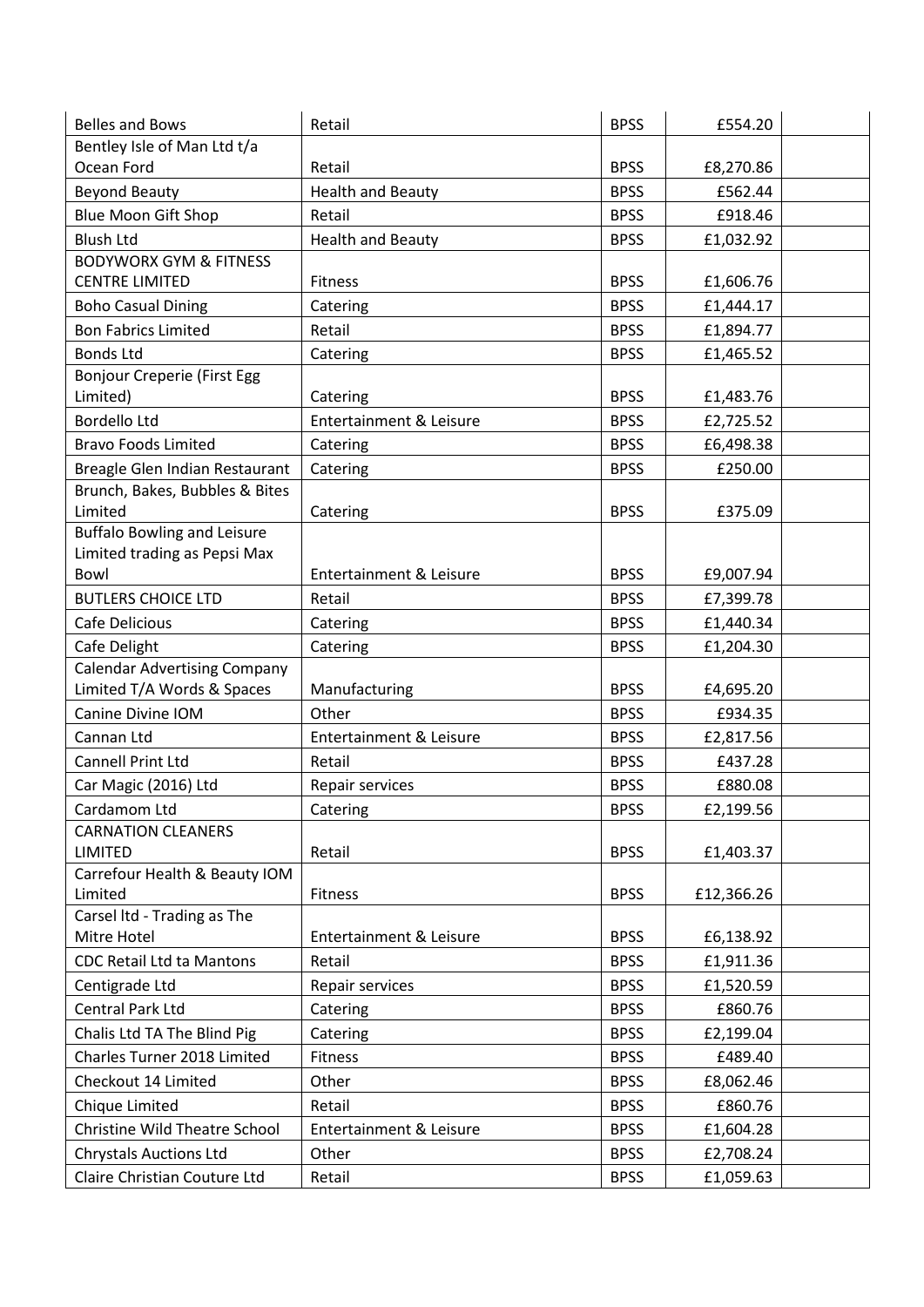| | | | | |
|---|---|---|---|---|
| Belles and Bows | Retail | BPSS | £554.20 | |
| Bentley Isle of Man Ltd t/a Ocean Ford | Retail | BPSS | £8,270.86 | |
| Beyond Beauty | Health and Beauty | BPSS | £562.44 | |
| Blue Moon Gift Shop | Retail | BPSS | £918.46 | |
| Blush Ltd | Health and Beauty | BPSS | £1,032.92 | |
| BODYWORX GYM & FITNESS CENTRE LIMITED | Fitness | BPSS | £1,606.76 | |
| Boho Casual Dining | Catering | BPSS | £1,444.17 | |
| Bon Fabrics Limited | Retail | BPSS | £1,894.77 | |
| Bonds Ltd | Catering | BPSS | £1,465.52 | |
| Bonjour Creperie (First Egg Limited) | Catering | BPSS | £1,483.76 | |
| Bordello Ltd | Entertainment & Leisure | BPSS | £2,725.52 | |
| Bravo Foods Limited | Catering | BPSS | £6,498.38 | |
| Breagle Glen Indian Restaurant | Catering | BPSS | £250.00 | |
| Brunch, Bakes, Bubbles & Bites Limited | Catering | BPSS | £375.09 | |
| Buffalo Bowling and Leisure Limited trading as Pepsi Max Bowl | Entertainment & Leisure | BPSS | £9,007.94 | |
| BUTLERS CHOICE LTD | Retail | BPSS | £7,399.78 | |
| Cafe Delicious | Catering | BPSS | £1,440.34 | |
| Cafe Delight | Catering | BPSS | £1,204.30 | |
| Calendar Advertising Company Limited T/A Words & Spaces | Manufacturing | BPSS | £4,695.20 | |
| Canine Divine IOM | Other | BPSS | £934.35 | |
| Cannan Ltd | Entertainment & Leisure | BPSS | £2,817.56 | |
| Cannell Print Ltd | Retail | BPSS | £437.28 | |
| Car Magic (2016) Ltd | Repair services | BPSS | £880.08 | |
| Cardamom Ltd | Catering | BPSS | £2,199.56 | |
| CARNATION CLEANERS LIMITED | Retail | BPSS | £1,403.37 | |
| Carrefour Health & Beauty IOM Limited | Fitness | BPSS | £12,366.26 | |
| Carsel ltd - Trading as The Mitre Hotel | Entertainment & Leisure | BPSS | £6,138.92 | |
| CDC Retail Ltd ta Mantons | Retail | BPSS | £1,911.36 | |
| Centigrade Ltd | Repair services | BPSS | £1,520.59 | |
| Central Park Ltd | Catering | BPSS | £860.76 | |
| Chalis Ltd TA The Blind Pig | Catering | BPSS | £2,199.04 | |
| Charles Turner 2018 Limited | Fitness | BPSS | £489.40 | |
| Checkout 14 Limited | Other | BPSS | £8,062.46 | |
| Chique Limited | Retail | BPSS | £860.76 | |
| Christine Wild Theatre School | Entertainment & Leisure | BPSS | £1,604.28 | |
| Chrystals Auctions Ltd | Other | BPSS | £2,708.24 | |
| Claire Christian Couture Ltd | Retail | BPSS | £1,059.63 | |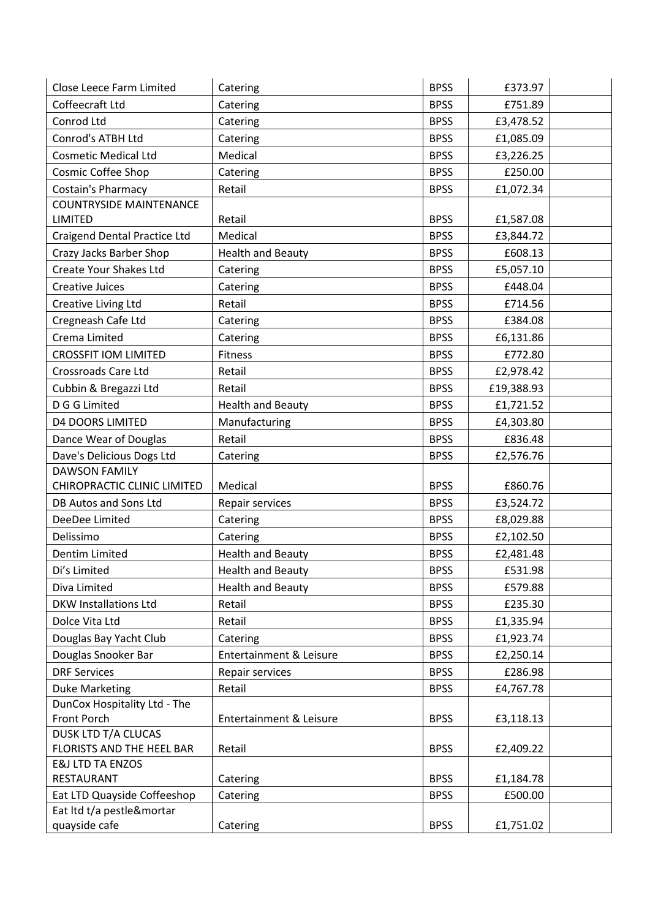| | | | | |
|---|---|---|---|---|
| Close Leece Farm Limited | Catering | BPSS | £373.97 | |
| Coffeecraft Ltd | Catering | BPSS | £751.89 | |
| Conrod Ltd | Catering | BPSS | £3,478.52 | |
| Conrod's ATBH Ltd | Catering | BPSS | £1,085.09 | |
| Cosmetic Medical Ltd | Medical | BPSS | £3,226.25 | |
| Cosmic Coffee Shop | Catering | BPSS | £250.00 | |
| Costain's Pharmacy | Retail | BPSS | £1,072.34 | |
| COUNTRYSIDE MAINTENANCE LIMITED | Retail | BPSS | £1,587.08 | |
| Craigend Dental Practice Ltd | Medical | BPSS | £3,844.72 | |
| Crazy Jacks Barber Shop | Health and Beauty | BPSS | £608.13 | |
| Create Your Shakes Ltd | Catering | BPSS | £5,057.10 | |
| Creative Juices | Catering | BPSS | £448.04 | |
| Creative Living Ltd | Retail | BPSS | £714.56 | |
| Cregneash Cafe Ltd | Catering | BPSS | £384.08 | |
| Crema Limited | Catering | BPSS | £6,131.86 | |
| CROSSFIT IOM LIMITED | Fitness | BPSS | £772.80 | |
| Crossroads Care Ltd | Retail | BPSS | £2,978.42 | |
| Cubbin & Bregazzi Ltd | Retail | BPSS | £19,388.93 | |
| D G G Limited | Health and Beauty | BPSS | £1,721.52 | |
| D4 DOORS LIMITED | Manufacturing | BPSS | £4,303.80 | |
| Dance Wear of Douglas | Retail | BPSS | £836.48 | |
| Dave's Delicious Dogs Ltd | Catering | BPSS | £2,576.76 | |
| DAWSON FAMILY CHIROPRACTIC CLINIC LIMITED | Medical | BPSS | £860.76 | |
| DB Autos and Sons Ltd | Repair services | BPSS | £3,524.72 | |
| DeeDee Limited | Catering | BPSS | £8,029.88 | |
| Delissimo | Catering | BPSS | £2,102.50 | |
| Dentim Limited | Health and Beauty | BPSS | £2,481.48 | |
| Di's Limited | Health and Beauty | BPSS | £531.98 | |
| Diva Limited | Health and Beauty | BPSS | £579.88 | |
| DKW Installations Ltd | Retail | BPSS | £235.30 | |
| Dolce Vita Ltd | Retail | BPSS | £1,335.94 | |
| Douglas Bay Yacht Club | Catering | BPSS | £1,923.74 | |
| Douglas Snooker Bar | Entertainment & Leisure | BPSS | £2,250.14 | |
| DRF Services | Repair services | BPSS | £286.98 | |
| Duke Marketing | Retail | BPSS | £4,767.78 | |
| DunCox Hospitality Ltd - The Front Porch | Entertainment & Leisure | BPSS | £3,118.13 | |
| DUSK LTD T/A CLUCAS FLORISTS AND THE HEEL BAR | Retail | BPSS | £2,409.22 | |
| E&J LTD TA ENZOS RESTAURANT | Catering | BPSS | £1,184.78 | |
| Eat LTD Quayside Coffeeshop | Catering | BPSS | £500.00 | |
| Eat ltd t/a pestle&mortar quayside cafe | Catering | BPSS | £1,751.02 | |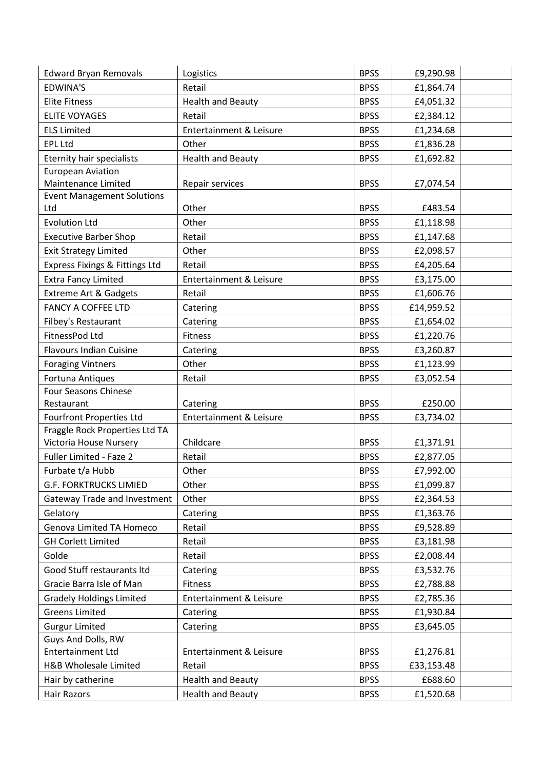| | | | | |
|---|---|---|---|---|
| Edward Bryan Removals | Logistics | BPSS | £9,290.98 | |
| EDWINA'S | Retail | BPSS | £1,864.74 | |
| Elite Fitness | Health and Beauty | BPSS | £4,051.32 | |
| ELITE VOYAGES | Retail | BPSS | £2,384.12 | |
| ELS Limited | Entertainment & Leisure | BPSS | £1,234.68 | |
| EPL Ltd | Other | BPSS | £1,836.28 | |
| Eternity hair specialists | Health and Beauty | BPSS | £1,692.82 | |
| European Aviation Maintenance Limited | Repair services | BPSS | £7,074.54 | |
| Event Management Solutions Ltd | Other | BPSS | £483.54 | |
| Evolution Ltd | Other | BPSS | £1,118.98 | |
| Executive Barber Shop | Retail | BPSS | £1,147.68 | |
| Exit Strategy Limited | Other | BPSS | £2,098.57 | |
| Express Fixings & Fittings Ltd | Retail | BPSS | £4,205.64 | |
| Extra Fancy Limited | Entertainment & Leisure | BPSS | £3,175.00 | |
| Extreme Art & Gadgets | Retail | BPSS | £1,606.76 | |
| FANCY A COFFEE LTD | Catering | BPSS | £14,959.52 | |
| Filbey's Restaurant | Catering | BPSS | £1,654.02 | |
| FitnessPod Ltd | Fitness | BPSS | £1,220.76 | |
| Flavours Indian Cuisine | Catering | BPSS | £3,260.87 | |
| Foraging Vintners | Other | BPSS | £1,123.99 | |
| Fortuna Antiques | Retail | BPSS | £3,052.54 | |
| Four Seasons Chinese Restaurant | Catering | BPSS | £250.00 | |
| Fourfront Properties Ltd | Entertainment & Leisure | BPSS | £3,734.02 | |
| Fraggle Rock Properties Ltd TA Victoria House Nursery | Childcare | BPSS | £1,371.91 | |
| Fuller Limited - Faze 2 | Retail | BPSS | £2,877.05 | |
| Furbate t/a Hubb | Other | BPSS | £7,992.00 | |
| G.F. FORKTRUCKS LIMIED | Other | BPSS | £1,099.87 | |
| Gateway Trade and Investment | Other | BPSS | £2,364.53 | |
| Gelatory | Catering | BPSS | £1,363.76 | |
| Genova Limited TA Homeco | Retail | BPSS | £9,528.89 | |
| GH Corlett Limited | Retail | BPSS | £3,181.98 | |
| Golde | Retail | BPSS | £2,008.44 | |
| Good Stuff restaurants ltd | Catering | BPSS | £3,532.76 | |
| Gracie Barra Isle of Man | Fitness | BPSS | £2,788.88 | |
| Gradely Holdings Limited | Entertainment & Leisure | BPSS | £2,785.36 | |
| Greens Limited | Catering | BPSS | £1,930.84 | |
| Gurgur Limited | Catering | BPSS | £3,645.05 | |
| Guys And Dolls, RW Entertainment Ltd | Entertainment & Leisure | BPSS | £1,276.81 | |
| H&B Wholesale Limited | Retail | BPSS | £33,153.48 | |
| Hair by catherine | Health and Beauty | BPSS | £688.60 | |
| Hair Razors | Health and Beauty | BPSS | £1,520.68 | |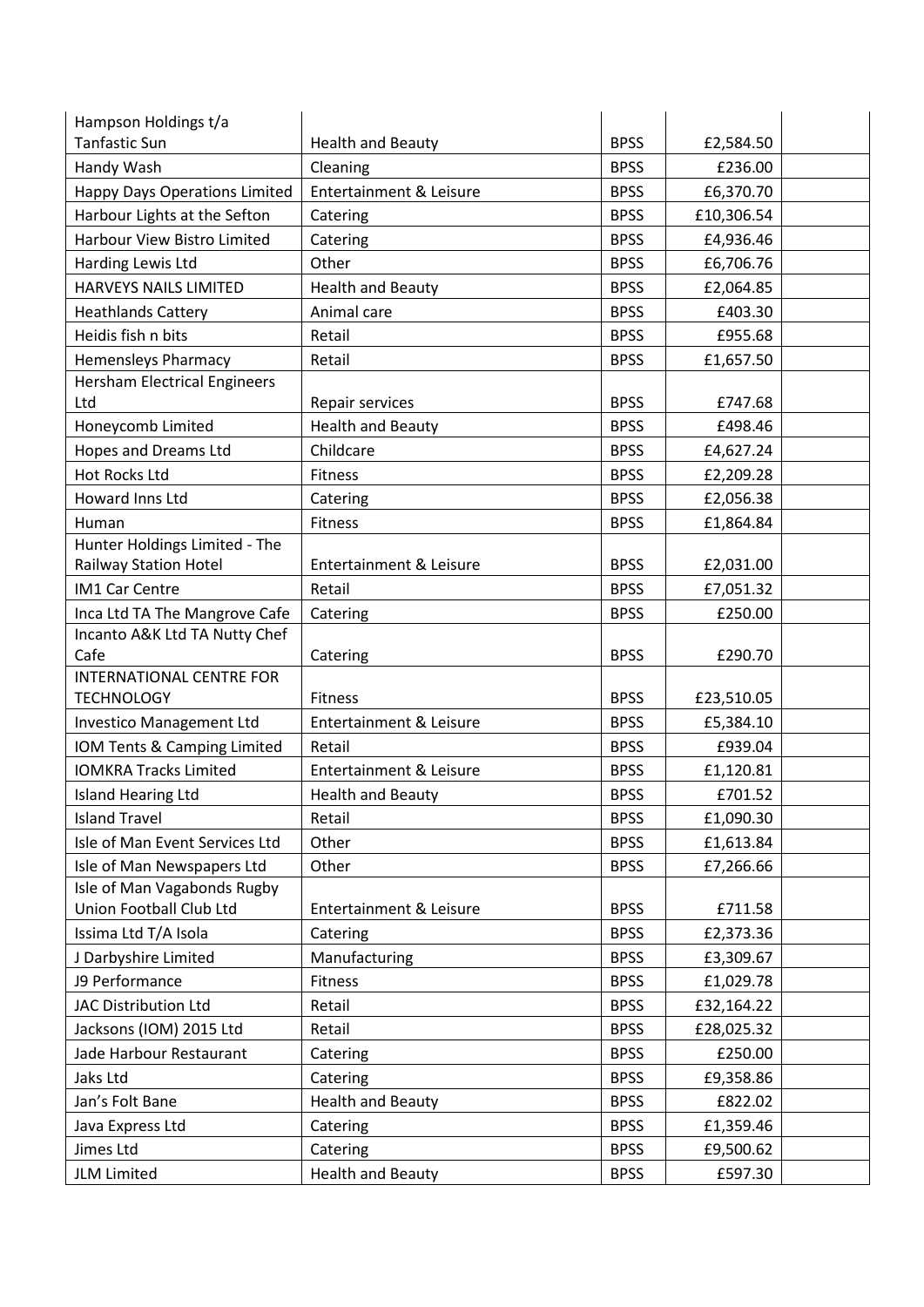| Hampson Holdings t/a Tanfastic Sun | Health and Beauty | BPSS | £2,584.50 | |
|---|---|---|---|---|
| Handy Wash | Cleaning | BPSS | £236.00 | |
| Happy Days Operations Limited | Entertainment & Leisure | BPSS | £6,370.70 | |
| Harbour Lights at the Sefton | Catering | BPSS | £10,306.54 | |
| Harbour View Bistro Limited | Catering | BPSS | £4,936.46 | |
| Harding Lewis Ltd | Other | BPSS | £6,706.76 | |
| HARVEYS NAILS LIMITED | Health and Beauty | BPSS | £2,064.85 | |
| Heathlands Cattery | Animal care | BPSS | £403.30 | |
| Heidis fish n bits | Retail | BPSS | £955.68 | |
| Hemensleys Pharmacy | Retail | BPSS | £1,657.50 | |
| Hersham Electrical Engineers Ltd | Repair services | BPSS | £747.68 | |
| Honeycomb Limited | Health and Beauty | BPSS | £498.46 | |
| Hopes and Dreams Ltd | Childcare | BPSS | £4,627.24 | |
| Hot Rocks Ltd | Fitness | BPSS | £2,209.28 | |
| Howard Inns Ltd | Catering | BPSS | £2,056.38 | |
| Human | Fitness | BPSS | £1,864.84 | |
| Hunter Holdings Limited - The Railway Station Hotel | Entertainment & Leisure | BPSS | £2,031.00 | |
| IM1 Car Centre | Retail | BPSS | £7,051.32 | |
| Inca Ltd TA The Mangrove Cafe | Catering | BPSS | £250.00 | |
| Incanto A&K Ltd TA Nutty Chef Cafe | Catering | BPSS | £290.70 | |
| INTERNATIONAL CENTRE FOR TECHNOLOGY | Fitness | BPSS | £23,510.05 | |
| Investico Management Ltd | Entertainment & Leisure | BPSS | £5,384.10 | |
| IOM Tents & Camping Limited | Retail | BPSS | £939.04 | |
| IOMKRA Tracks Limited | Entertainment & Leisure | BPSS | £1,120.81 | |
| Island Hearing Ltd | Health and Beauty | BPSS | £701.52 | |
| Island Travel | Retail | BPSS | £1,090.30 | |
| Isle of Man Event Services Ltd | Other | BPSS | £1,613.84 | |
| Isle of Man Newspapers Ltd | Other | BPSS | £7,266.66 | |
| Isle of Man Vagabonds Rugby Union Football Club Ltd | Entertainment & Leisure | BPSS | £711.58 | |
| Issima Ltd T/A Isola | Catering | BPSS | £2,373.36 | |
| J Darbyshire Limited | Manufacturing | BPSS | £3,309.67 | |
| J9 Performance | Fitness | BPSS | £1,029.78 | |
| JAC Distribution Ltd | Retail | BPSS | £32,164.22 | |
| Jacksons (IOM) 2015 Ltd | Retail | BPSS | £28,025.32 | |
| Jade Harbour Restaurant | Catering | BPSS | £250.00 | |
| Jaks Ltd | Catering | BPSS | £9,358.86 | |
| Jan's Folt Bane | Health and Beauty | BPSS | £822.02 | |
| Java Express Ltd | Catering | BPSS | £1,359.46 | |
| Jimes Ltd | Catering | BPSS | £9,500.62 | |
| JLM Limited | Health and Beauty | BPSS | £597.30 | |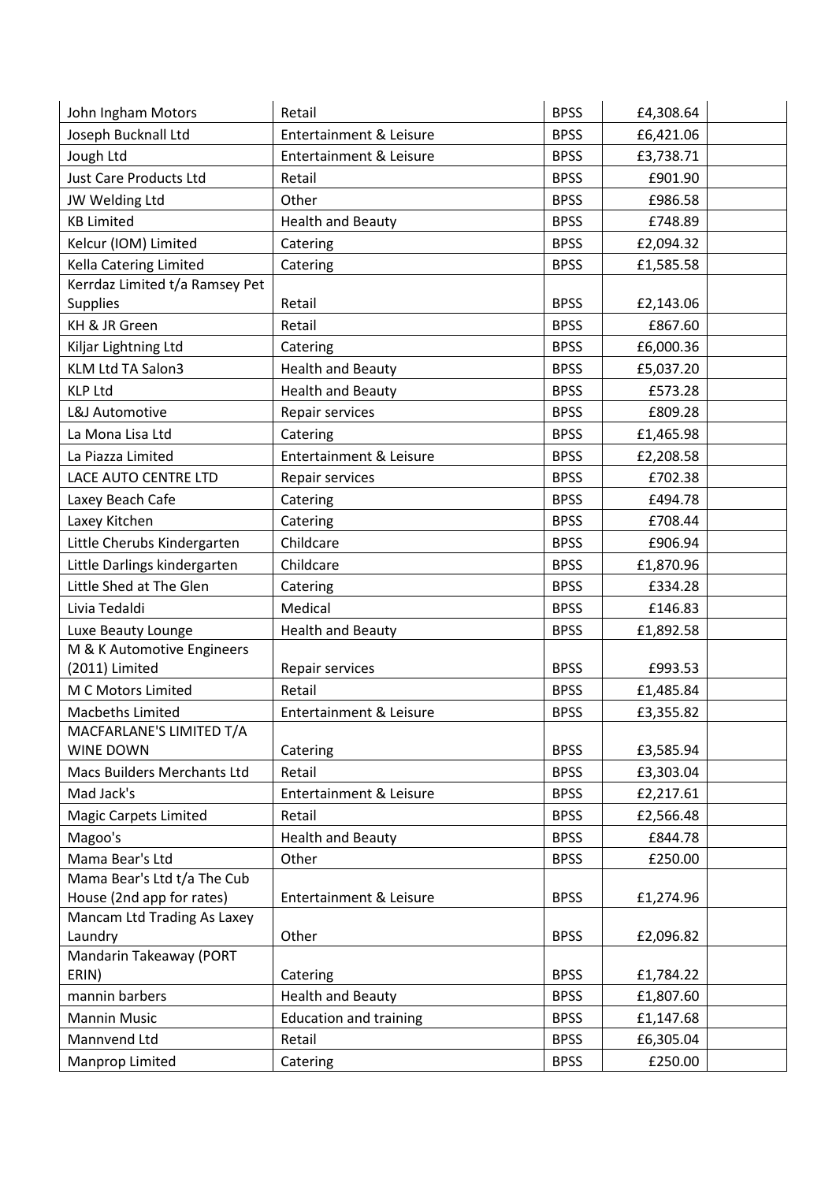| | | | | |
|---|---|---|---|---|
| John Ingham Motors | Retail | BPSS | £4,308.64 | |
| Joseph Bucknall Ltd | Entertainment & Leisure | BPSS | £6,421.06 | |
| Jough Ltd | Entertainment & Leisure | BPSS | £3,738.71 | |
| Just Care Products Ltd | Retail | BPSS | £901.90 | |
| JW Welding Ltd | Other | BPSS | £986.58 | |
| KB Limited | Health and Beauty | BPSS | £748.89 | |
| Kelcur (IOM) Limited | Catering | BPSS | £2,094.32 | |
| Kella Catering Limited | Catering | BPSS | £1,585.58 | |
| Kerrdaz Limited t/a Ramsey Pet Supplies | Retail | BPSS | £2,143.06 | |
| KH & JR Green | Retail | BPSS | £867.60 | |
| Kiljar Lightning Ltd | Catering | BPSS | £6,000.36 | |
| KLM Ltd TA Salon3 | Health and Beauty | BPSS | £5,037.20 | |
| KLP Ltd | Health and Beauty | BPSS | £573.28 | |
| L&J Automotive | Repair services | BPSS | £809.28 | |
| La Mona Lisa Ltd | Catering | BPSS | £1,465.98 | |
| La Piazza Limited | Entertainment & Leisure | BPSS | £2,208.58 | |
| LACE AUTO CENTRE LTD | Repair services | BPSS | £702.38 | |
| Laxey Beach Cafe | Catering | BPSS | £494.78 | |
| Laxey Kitchen | Catering | BPSS | £708.44 | |
| Little Cherubs Kindergarten | Childcare | BPSS | £906.94 | |
| Little Darlings kindergarten | Childcare | BPSS | £1,870.96 | |
| Little Shed at The Glen | Catering | BPSS | £334.28 | |
| Livia Tedaldi | Medical | BPSS | £146.83 | |
| Luxe Beauty Lounge | Health and Beauty | BPSS | £1,892.58 | |
| M & K Automotive Engineers (2011) Limited | Repair services | BPSS | £993.53 | |
| M C Motors Limited | Retail | BPSS | £1,485.84 | |
| Macbeths Limited | Entertainment & Leisure | BPSS | £3,355.82 | |
| MACFARLANE'S LIMITED T/A WINE DOWN | Catering | BPSS | £3,585.94 | |
| Macs Builders Merchants Ltd | Retail | BPSS | £3,303.04 | |
| Mad Jack's | Entertainment & Leisure | BPSS | £2,217.61 | |
| Magic Carpets Limited | Retail | BPSS | £2,566.48 | |
| Magoo's | Health and Beauty | BPSS | £844.78 | |
| Mama Bear's Ltd | Other | BPSS | £250.00 | |
| Mama Bear's Ltd t/a The Cub House (2nd app for rates) | Entertainment & Leisure | BPSS | £1,274.96 | |
| Mancam Ltd Trading As Laxey Laundry | Other | BPSS | £2,096.82 | |
| Mandarin Takeaway (PORT ERIN) | Catering | BPSS | £1,784.22 | |
| mannin barbers | Health and Beauty | BPSS | £1,807.60 | |
| Mannin Music | Education and training | BPSS | £1,147.68 | |
| Mannvend Ltd | Retail | BPSS | £6,305.04 | |
| Manprop Limited | Catering | BPSS | £250.00 | |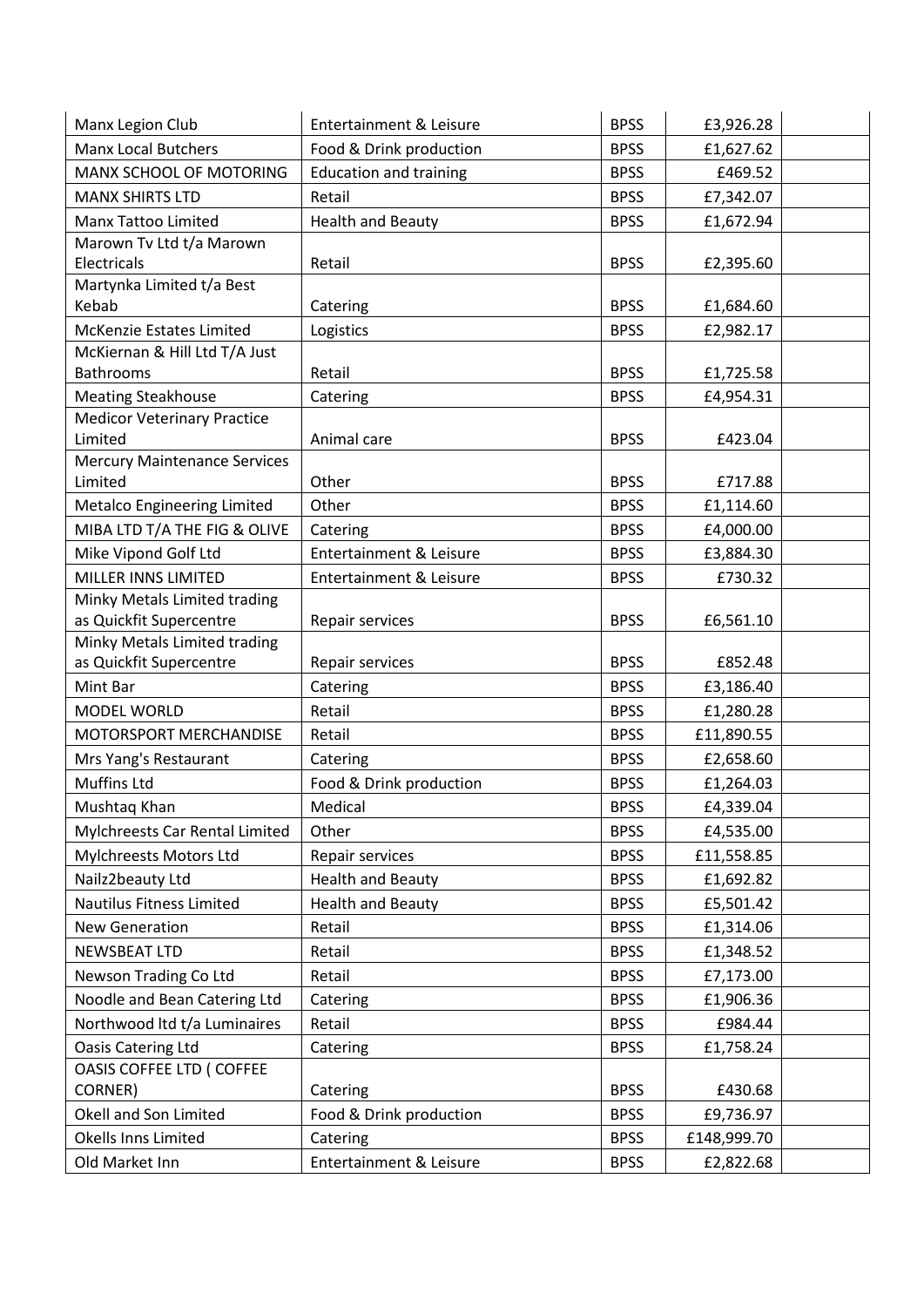| Manx Legion Club | Entertainment & Leisure | BPSS | £3,926.28 | |
|---|---|---|---|---|
| Manx Local Butchers | Food & Drink production | BPSS | £1,627.62 | |
| MANX SCHOOL OF MOTORING | Education and training | BPSS | £469.52 | |
| MANX SHIRTS LTD | Retail | BPSS | £7,342.07 | |
| Manx Tattoo Limited | Health and Beauty | BPSS | £1,672.94 | |
| Marown Tv Ltd t/a Marown Electricals | Retail | BPSS | £2,395.60 | |
| Martynka Limited t/a Best Kebab | Catering | BPSS | £1,684.60 | |
| McKenzie Estates Limited | Logistics | BPSS | £2,982.17 | |
| McKiernan & Hill Ltd T/A Just Bathrooms | Retail | BPSS | £1,725.58 | |
| Meating Steakhouse | Catering | BPSS | £4,954.31 | |
| Medicor Veterinary Practice Limited | Animal care | BPSS | £423.04 | |
| Mercury Maintenance Services Limited | Other | BPSS | £717.88 | |
| Metalco Engineering Limited | Other | BPSS | £1,114.60 | |
| MIBA LTD T/A THE FIG & OLIVE | Catering | BPSS | £4,000.00 | |
| Mike Vipond Golf Ltd | Entertainment & Leisure | BPSS | £3,884.30 | |
| MILLER INNS LIMITED | Entertainment & Leisure | BPSS | £730.32 | |
| Minky Metals Limited trading as Quickfit Supercentre | Repair services | BPSS | £6,561.10 | |
| Minky Metals Limited trading as Quickfit Supercentre | Repair services | BPSS | £852.48 | |
| Mint Bar | Catering | BPSS | £3,186.40 | |
| MODEL WORLD | Retail | BPSS | £1,280.28 | |
| MOTORSPORT MERCHANDISE | Retail | BPSS | £11,890.55 | |
| Mrs Yang's Restaurant | Catering | BPSS | £2,658.60 | |
| Muffins Ltd | Food & Drink production | BPSS | £1,264.03 | |
| Mushtaq Khan | Medical | BPSS | £4,339.04 | |
| Mylchreests Car Rental Limited | Other | BPSS | £4,535.00 | |
| Mylchreests Motors Ltd | Repair services | BPSS | £11,558.85 | |
| Nailz2beauty Ltd | Health and Beauty | BPSS | £1,692.82 | |
| Nautilus Fitness Limited | Health and Beauty | BPSS | £5,501.42 | |
| New Generation | Retail | BPSS | £1,314.06 | |
| NEWSBEAT LTD | Retail | BPSS | £1,348.52 | |
| Newson Trading Co Ltd | Retail | BPSS | £7,173.00 | |
| Noodle and Bean Catering Ltd | Catering | BPSS | £1,906.36 | |
| Northwood ltd t/a Luminaires | Retail | BPSS | £984.44 | |
| Oasis Catering Ltd | Catering | BPSS | £1,758.24 | |
| OASIS COFFEE LTD ( COFFEE CORNER) | Catering | BPSS | £430.68 | |
| Okell and Son Limited | Food & Drink production | BPSS | £9,736.97 | |
| Okells Inns Limited | Catering | BPSS | £148,999.70 | |
| Old Market Inn | Entertainment & Leisure | BPSS | £2,822.68 | |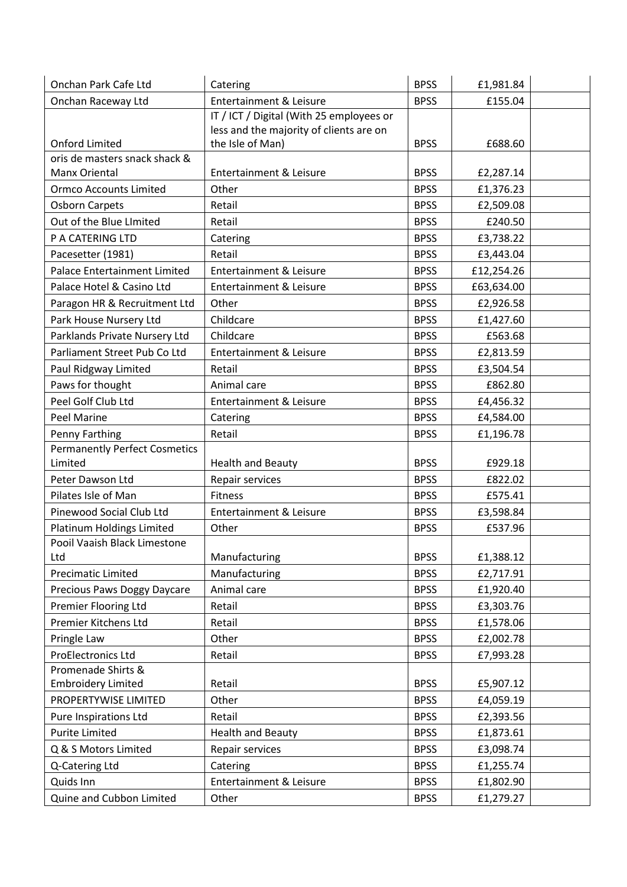| | | | | |
|---|---|---|---|---|
| Onchan Park Cafe Ltd | Catering | BPSS | £1,981.84 | |
| Onchan Raceway Ltd | Entertainment & Leisure | BPSS | £155.04 | |
| Onford Limited | IT / ICT / Digital (With 25 employees or less and the majority of clients are on the Isle of Man) | BPSS | £688.60 | |
| oris de masters snack shack & Manx Oriental | Entertainment & Leisure | BPSS | £2,287.14 | |
| Ormco Accounts Limited | Other | BPSS | £1,376.23 | |
| Osborn Carpets | Retail | BPSS | £2,509.08 | |
| Out of the Blue LImited | Retail | BPSS | £240.50 | |
| P A CATERING LTD | Catering | BPSS | £3,738.22 | |
| Pacesetter (1981) | Retail | BPSS | £3,443.04 | |
| Palace Entertainment Limited | Entertainment & Leisure | BPSS | £12,254.26 | |
| Palace Hotel & Casino Ltd | Entertainment & Leisure | BPSS | £63,634.00 | |
| Paragon HR & Recruitment Ltd | Other | BPSS | £2,926.58 | |
| Park House Nursery Ltd | Childcare | BPSS | £1,427.60 | |
| Parklands Private Nursery Ltd | Childcare | BPSS | £563.68 | |
| Parliament Street Pub Co Ltd | Entertainment & Leisure | BPSS | £2,813.59 | |
| Paul Ridgway Limited | Retail | BPSS | £3,504.54 | |
| Paws for thought | Animal care | BPSS | £862.80 | |
| Peel Golf Club Ltd | Entertainment & Leisure | BPSS | £4,456.32 | |
| Peel Marine | Catering | BPSS | £4,584.00 | |
| Penny Farthing | Retail | BPSS | £1,196.78 | |
| Permanently Perfect Cosmetics Limited | Health and Beauty | BPSS | £929.18 | |
| Peter Dawson Ltd | Repair services | BPSS | £822.02 | |
| Pilates Isle of Man | Fitness | BPSS | £575.41 | |
| Pinewood Social Club Ltd | Entertainment & Leisure | BPSS | £3,598.84 | |
| Platinum Holdings Limited | Other | BPSS | £537.96 | |
| Pooil Vaaish Black Limestone Ltd | Manufacturing | BPSS | £1,388.12 | |
| Precimatic Limited | Manufacturing | BPSS | £2,717.91 | |
| Precious Paws Doggy Daycare | Animal care | BPSS | £1,920.40 | |
| Premier Flooring Ltd | Retail | BPSS | £3,303.76 | |
| Premier Kitchens Ltd | Retail | BPSS | £1,578.06 | |
| Pringle Law | Other | BPSS | £2,002.78 | |
| ProElectronics Ltd | Retail | BPSS | £7,993.28 | |
| Promenade Shirts & Embroidery Limited | Retail | BPSS | £5,907.12 | |
| PROPERTYWISE LIMITED | Other | BPSS | £4,059.19 | |
| Pure Inspirations Ltd | Retail | BPSS | £2,393.56 | |
| Purite Limited | Health and Beauty | BPSS | £1,873.61 | |
| Q & S Motors Limited | Repair services | BPSS | £3,098.74 | |
| Q-Catering Ltd | Catering | BPSS | £1,255.74 | |
| Quids Inn | Entertainment & Leisure | BPSS | £1,802.90 | |
| Quine and Cubbon Limited | Other | BPSS | £1,279.27 | |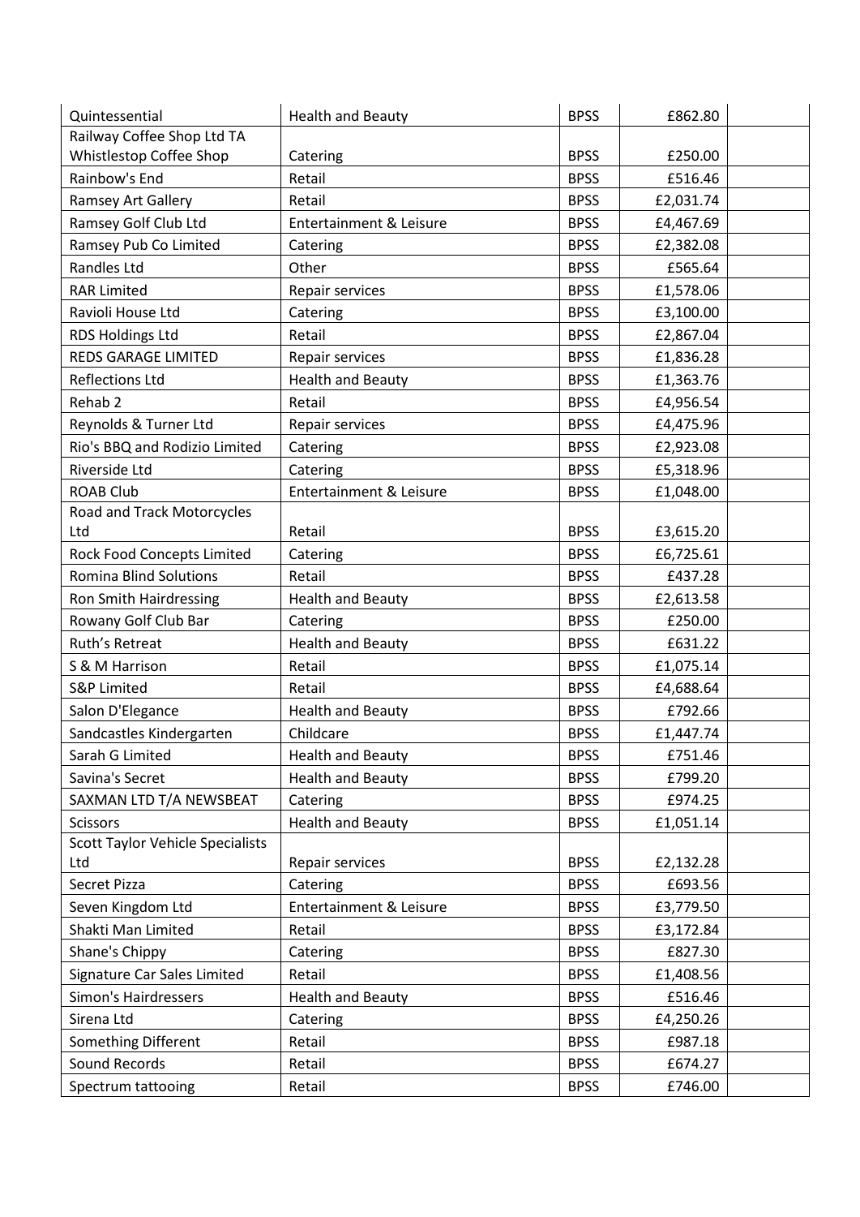| Quintessential | Health and Beauty | BPSS | £862.80 | |
|---|---|---|---|---|
| Railway Coffee Shop Ltd TA Whistlestop Coffee Shop | Catering | BPSS | £250.00 | |
| Rainbow's End | Retail | BPSS | £516.46 | |
| Ramsey Art Gallery | Retail | BPSS | £2,031.74 | |
| Ramsey Golf Club Ltd | Entertainment & Leisure | BPSS | £4,467.69 | |
| Ramsey Pub Co Limited | Catering | BPSS | £2,382.08 | |
| Randles Ltd | Other | BPSS | £565.64 | |
| RAR Limited | Repair services | BPSS | £1,578.06 | |
| Ravioli House Ltd | Catering | BPSS | £3,100.00 | |
| RDS Holdings Ltd | Retail | BPSS | £2,867.04 | |
| REDS GARAGE LIMITED | Repair services | BPSS | £1,836.28 | |
| Reflections Ltd | Health and Beauty | BPSS | £1,363.76 | |
| Rehab 2 | Retail | BPSS | £4,956.54 | |
| Reynolds & Turner Ltd | Repair services | BPSS | £4,475.96 | |
| Rio's BBQ and Rodizio Limited | Catering | BPSS | £2,923.08 | |
| Riverside Ltd | Catering | BPSS | £5,318.96 | |
| ROAB Club | Entertainment & Leisure | BPSS | £1,048.00 | |
| Road and Track Motorcycles Ltd | Retail | BPSS | £3,615.20 | |
| Rock Food Concepts Limited | Catering | BPSS | £6,725.61 | |
| Romina Blind Solutions | Retail | BPSS | £437.28 | |
| Ron Smith Hairdressing | Health and Beauty | BPSS | £2,613.58 | |
| Rowany Golf Club Bar | Catering | BPSS | £250.00 | |
| Ruth's Retreat | Health and Beauty | BPSS | £631.22 | |
| S & M Harrison | Retail | BPSS | £1,075.14 | |
| S&P Limited | Retail | BPSS | £4,688.64 | |
| Salon D'Elegance | Health and Beauty | BPSS | £792.66 | |
| Sandcastles Kindergarten | Childcare | BPSS | £1,447.74 | |
| Sarah G Limited | Health and Beauty | BPSS | £751.46 | |
| Savina's Secret | Health and Beauty | BPSS | £799.20 | |
| SAXMAN LTD T/A NEWSBEAT | Catering | BPSS | £974.25 | |
| Scissors | Health and Beauty | BPSS | £1,051.14 | |
| Scott Taylor Vehicle Specialists Ltd | Repair services | BPSS | £2,132.28 | |
| Secret Pizza | Catering | BPSS | £693.56 | |
| Seven Kingdom Ltd | Entertainment & Leisure | BPSS | £3,779.50 | |
| Shakti Man Limited | Retail | BPSS | £3,172.84 | |
| Shane's Chippy | Catering | BPSS | £827.30 | |
| Signature Car Sales Limited | Retail | BPSS | £1,408.56 | |
| Simon's Hairdressers | Health and Beauty | BPSS | £516.46 | |
| Sirena Ltd | Catering | BPSS | £4,250.26 | |
| Something Different | Retail | BPSS | £987.18 | |
| Sound Records | Retail | BPSS | £674.27 | |
| Spectrum tattooing | Retail | BPSS | £746.00 | |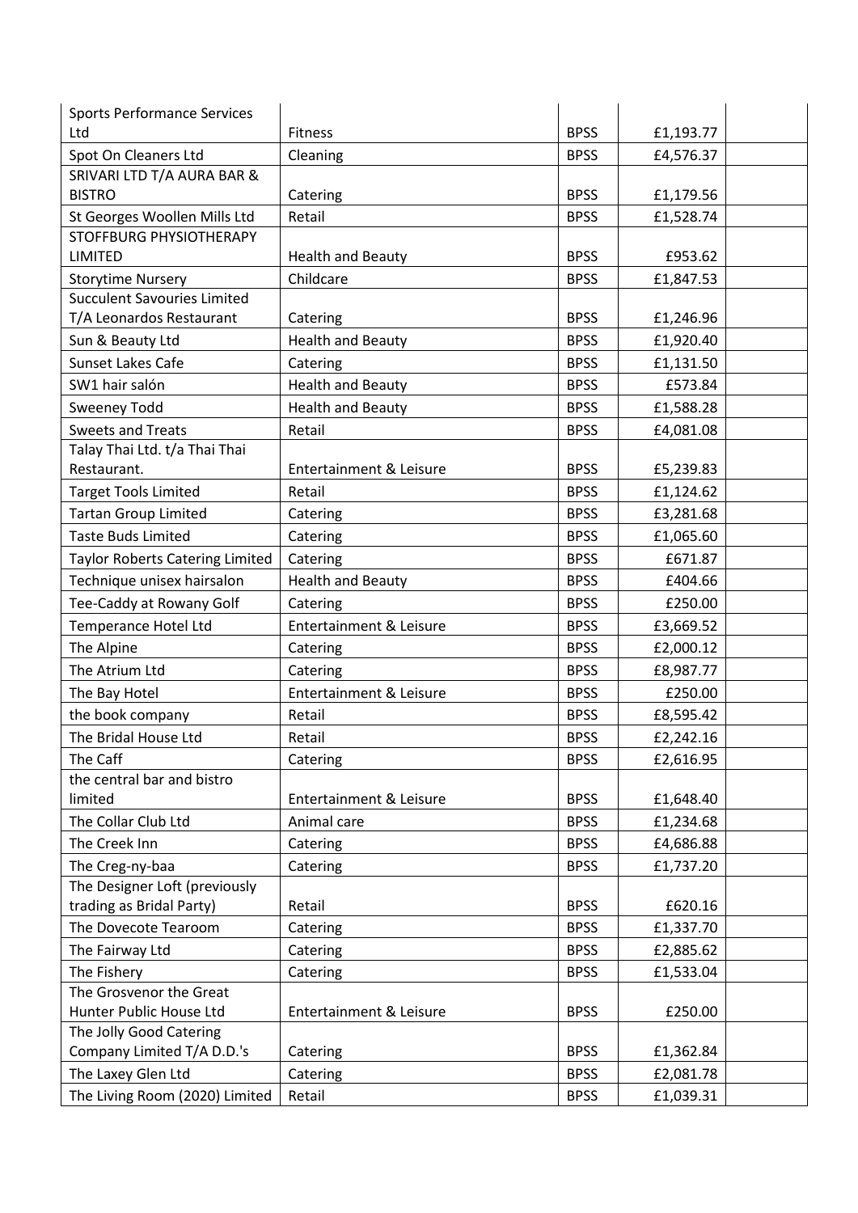| | | | | |
|---|---|---|---|---|
| Sports Performance Services Ltd | Fitness | BPSS | £1,193.77 | |
| Spot On Cleaners Ltd | Cleaning | BPSS | £4,576.37 | |
| SRIVARI LTD T/A AURA BAR & BISTRO | Catering | BPSS | £1,179.56 | |
| St Georges Woollen Mills Ltd | Retail | BPSS | £1,528.74 | |
| STOFFBURG PHYSIOTHERAPY LIMITED | Health and Beauty | BPSS | £953.62 | |
| Storytime Nursery | Childcare | BPSS | £1,847.53 | |
| Succulent Savouries Limited T/A Leonardos Restaurant | Catering | BPSS | £1,246.96 | |
| Sun & Beauty Ltd | Health and Beauty | BPSS | £1,920.40 | |
| Sunset Lakes Cafe | Catering | BPSS | £1,131.50 | |
| SW1 hair salón | Health and Beauty | BPSS | £573.84 | |
| Sweeney Todd | Health and Beauty | BPSS | £1,588.28 | |
| Sweets and Treats | Retail | BPSS | £4,081.08 | |
| Talay Thai Ltd. t/a Thai Thai Restaurant. | Entertainment & Leisure | BPSS | £5,239.83 | |
| Target Tools Limited | Retail | BPSS | £1,124.62 | |
| Tartan Group Limited | Catering | BPSS | £3,281.68 | |
| Taste Buds Limited | Catering | BPSS | £1,065.60 | |
| Taylor Roberts Catering Limited | Catering | BPSS | £671.87 | |
| Technique unisex hairsalon | Health and Beauty | BPSS | £404.66 | |
| Tee-Caddy at Rowany Golf | Catering | BPSS | £250.00 | |
| Temperance Hotel Ltd | Entertainment & Leisure | BPSS | £3,669.52 | |
| The Alpine | Catering | BPSS | £2,000.12 | |
| The Atrium Ltd | Catering | BPSS | £8,987.77 | |
| The Bay Hotel | Entertainment & Leisure | BPSS | £250.00 | |
| the book company | Retail | BPSS | £8,595.42 | |
| The Bridal House Ltd | Retail | BPSS | £2,242.16 | |
| The Caff | Catering | BPSS | £2,616.95 | |
| the central bar and bistro limited | Entertainment & Leisure | BPSS | £1,648.40 | |
| The Collar Club Ltd | Animal care | BPSS | £1,234.68 | |
| The Creek Inn | Catering | BPSS | £4,686.88 | |
| The Creg-ny-baa | Catering | BPSS | £1,737.20 | |
| The Designer Loft (previously trading as Bridal Party) | Retail | BPSS | £620.16 | |
| The Dovecote Tearoom | Catering | BPSS | £1,337.70 | |
| The Fairway Ltd | Catering | BPSS | £2,885.62 | |
| The Fishery | Catering | BPSS | £1,533.04 | |
| The Grosvenor the Great Hunter Public House Ltd | Entertainment & Leisure | BPSS | £250.00 | |
| The Jolly Good Catering Company Limited T/A D.D.'s | Catering | BPSS | £1,362.84 | |
| The Laxey Glen Ltd | Catering | BPSS | £2,081.78 | |
| The Living Room (2020) Limited | Retail | BPSS | £1,039.31 | |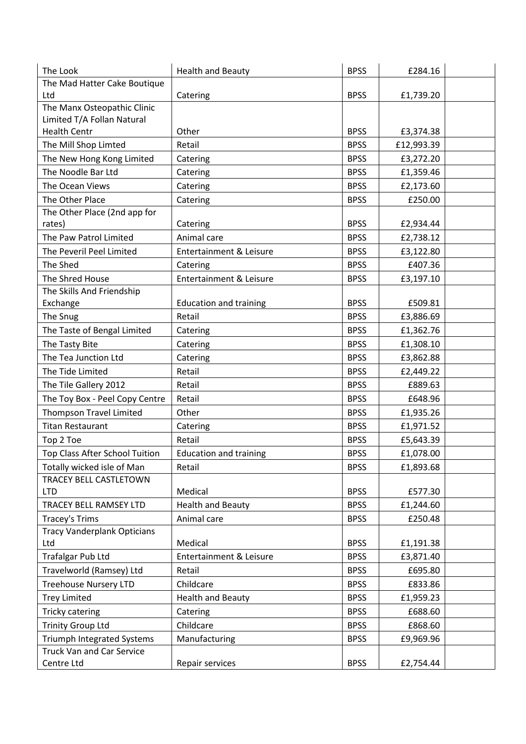| The Look | Health and Beauty | BPSS | £284.16 | |
|---|---|---|---|---|
| The Mad Hatter Cake Boutique Ltd | Catering | BPSS | £1,739.20 | |
| The Manx Osteopathic Clinic Limited T/A Follan Natural Health Centr | Other | BPSS | £3,374.38 | |
| The Mill Shop Limted | Retail | BPSS | £12,993.39 | |
| The New Hong Kong Limited | Catering | BPSS | £3,272.20 | |
| The Noodle Bar Ltd | Catering | BPSS | £1,359.46 | |
| The Ocean Views | Catering | BPSS | £2,173.60 | |
| The Other Place | Catering | BPSS | £250.00 | |
| The Other Place (2nd app for rates) | Catering | BPSS | £2,934.44 | |
| The Paw Patrol Limited | Animal care | BPSS | £2,738.12 | |
| The Peveril Peel Limited | Entertainment & Leisure | BPSS | £3,122.80 | |
| The Shed | Catering | BPSS | £407.36 | |
| The Shred House | Entertainment & Leisure | BPSS | £3,197.10 | |
| The Skills And Friendship Exchange | Education and training | BPSS | £509.81 | |
| The Snug | Retail | BPSS | £3,886.69 | |
| The Taste of Bengal Limited | Catering | BPSS | £1,362.76 | |
| The Tasty Bite | Catering | BPSS | £1,308.10 | |
| The Tea Junction Ltd | Catering | BPSS | £3,862.88 | |
| The Tide Limited | Retail | BPSS | £2,449.22 | |
| The Tile Gallery 2012 | Retail | BPSS | £889.63 | |
| The Toy Box - Peel Copy Centre | Retail | BPSS | £648.96 | |
| Thompson Travel Limited | Other | BPSS | £1,935.26 | |
| Titan Restaurant | Catering | BPSS | £1,971.52 | |
| Top 2 Toe | Retail | BPSS | £5,643.39 | |
| Top Class After School Tuition | Education and training | BPSS | £1,078.00 | |
| Totally wicked isle of Man | Retail | BPSS | £1,893.68 | |
| TRACEY BELL CASTLETOWN LTD | Medical | BPSS | £577.30 | |
| TRACEY BELL RAMSEY LTD | Health and Beauty | BPSS | £1,244.60 | |
| Tracey's Trims | Animal care | BPSS | £250.48 | |
| Tracy Vanderplank Opticians Ltd | Medical | BPSS | £1,191.38 | |
| Trafalgar Pub Ltd | Entertainment & Leisure | BPSS | £3,871.40 | |
| Travelworld (Ramsey) Ltd | Retail | BPSS | £695.80 | |
| Treehouse Nursery LTD | Childcare | BPSS | £833.86 | |
| Trey Limited | Health and Beauty | BPSS | £1,959.23 | |
| Tricky catering | Catering | BPSS | £688.60 | |
| Trinity Group Ltd | Childcare | BPSS | £868.60 | |
| Triumph Integrated Systems | Manufacturing | BPSS | £9,969.96 | |
| Truck Van and Car Service Centre Ltd | Repair services | BPSS | £2,754.44 | |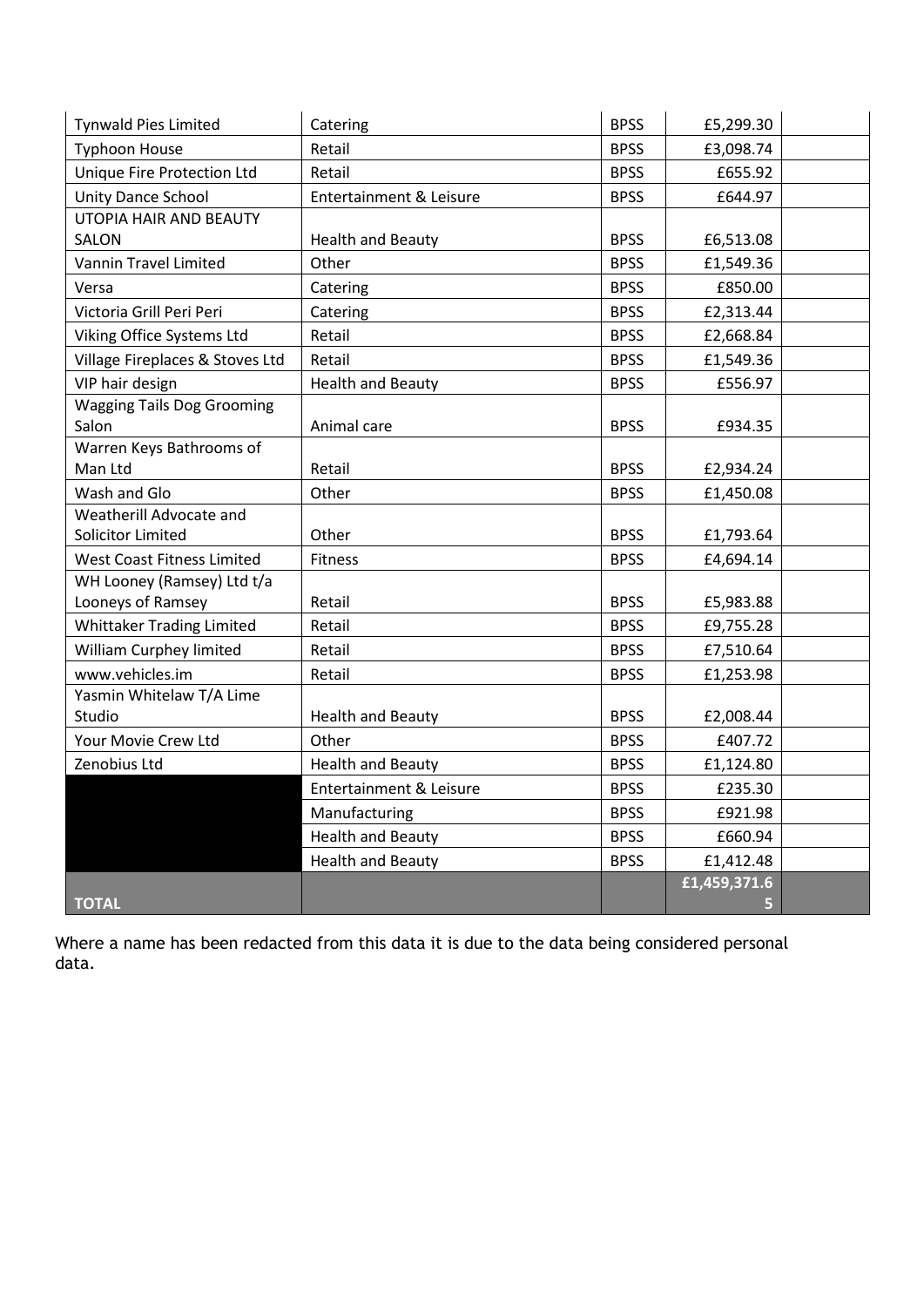| | | | | |
|---|---|---|---|---|
| Tynwald Pies Limited | Catering | BPSS | £5,299.30 | |
| Typhoon House | Retail | BPSS | £3,098.74 | |
| Unique Fire Protection Ltd | Retail | BPSS | £655.92 | |
| Unity Dance School | Entertainment & Leisure | BPSS | £644.97 | |
| UTOPIA HAIR AND BEAUTY SALON | Health and Beauty | BPSS | £6,513.08 | |
| Vannin Travel Limited | Other | BPSS | £1,549.36 | |
| Versa | Catering | BPSS | £850.00 | |
| Victoria Grill Peri Peri | Catering | BPSS | £2,313.44 | |
| Viking Office Systems Ltd | Retail | BPSS | £2,668.84 | |
| Village Fireplaces & Stoves Ltd | Retail | BPSS | £1,549.36 | |
| VIP hair design | Health and Beauty | BPSS | £556.97 | |
| Wagging Tails Dog Grooming Salon | Animal care | BPSS | £934.35 | |
| Warren Keys Bathrooms of Man Ltd | Retail | BPSS | £2,934.24 | |
| Wash and Glo | Other | BPSS | £1,450.08 | |
| Weatherill Advocate and Solicitor Limited | Other | BPSS | £1,793.64 | |
| West Coast Fitness Limited | Fitness | BPSS | £4,694.14 | |
| WH Looney (Ramsey) Ltd t/a Looneys of Ramsey | Retail | BPSS | £5,983.88 | |
| Whittaker Trading Limited | Retail | BPSS | £9,755.28 | |
| William Curphey limited | Retail | BPSS | £7,510.64 | |
| www.vehicles.im | Retail | BPSS | £1,253.98 | |
| Yasmin Whitelaw T/A Lime Studio | Health and Beauty | BPSS | £2,008.44 | |
| Your Movie Crew Ltd | Other | BPSS | £407.72 | |
| Zenobius Ltd | Health and Beauty | BPSS | £1,124.80 | |
| | Entertainment & Leisure | BPSS | £235.30 | |
| | Manufacturing | BPSS | £921.98 | |
| | Health and Beauty | BPSS | £660.94 | |
| | Health and Beauty | BPSS | £1,412.48 | |
| **TOTAL** | | | **£1,459,371.65** | |

Where a name has been redacted from this data it is due to the data being considered personal data.